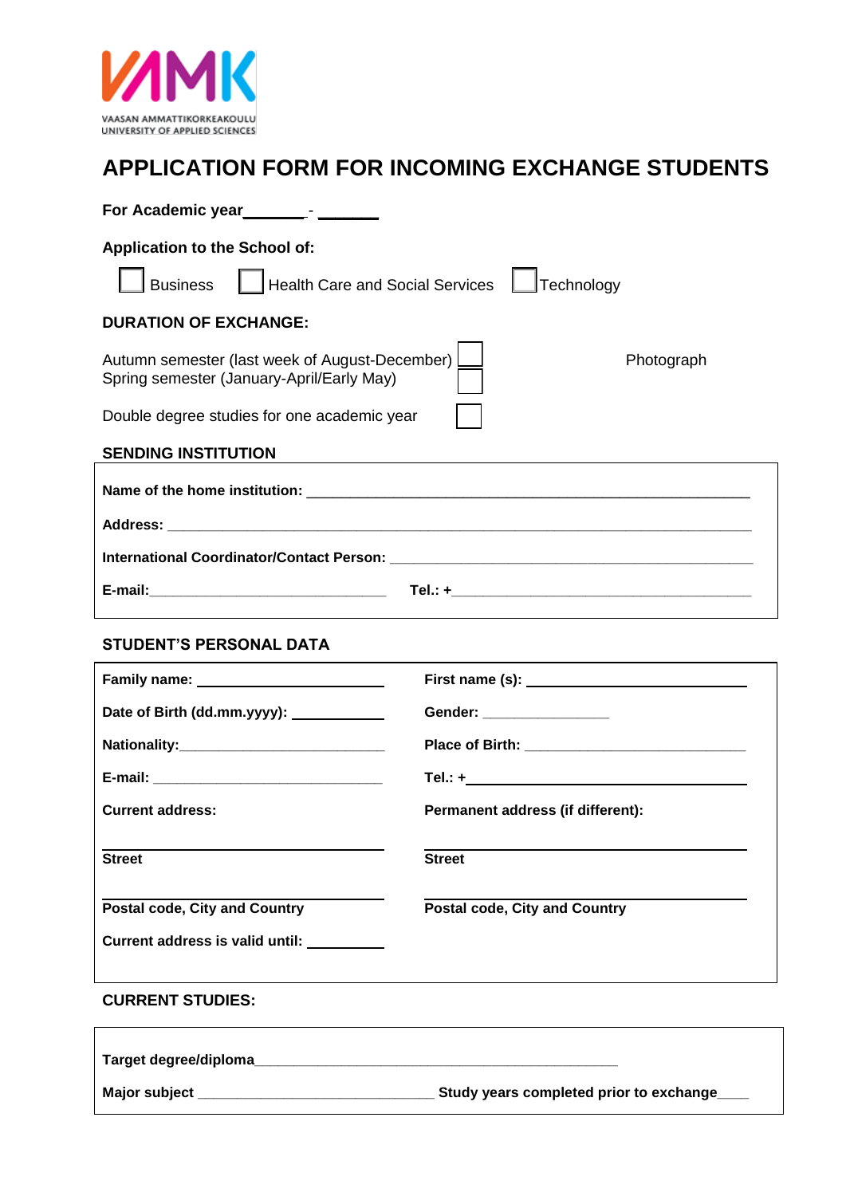VAASAN AMMATTIKORKEAKOULU
UNIVERSITY OF APPLIED SCIENCES

# APPLICATION FORM FOR INCOMING EXCHANGE STUDENTS

**For Academic year_______ - _______**

**Application to the School of:**

☐ Business ☐ Health Care and Social Services ☐ Technology

**DURATION OF EXCHANGE:**

Autumn semester (last week of August-December) ☐

Spring semester (January-April/Early May) ☐

Photograph

Double degree studies for one academic year ☐

**SENDING INSTITUTION**

**Name of the home institution:** ________________________________________________

**Address:** ________________________________________________

**International Coordinator/Contact Person:** ________________________________________________

**E-mail:**______________________________ **Tel.: +**______________________________

**STUDENT'S PERSONAL DATA**

**Family name:** ______________________ **First name (s):** ______________________

**Date of Birth (dd.mm.yyyy):** ___________ **Gender:** _______________

**Nationality:**______________________ **Place of Birth:** ______________________

**E-mail:** ______________________ **Tel.: +**______________________

**Current address:** **Permanent address (if different):**

______________________ ______________________

**Street** **Street**

______________________ ______________________

**Postal code, City and Country** **Postal code, City and Country**

**Current address is valid until:** _________

**CURRENT STUDIES:**

**Target degree/diploma**______________________________________________

**Major subject** ______________________________ **Study years completed prior to exchange**____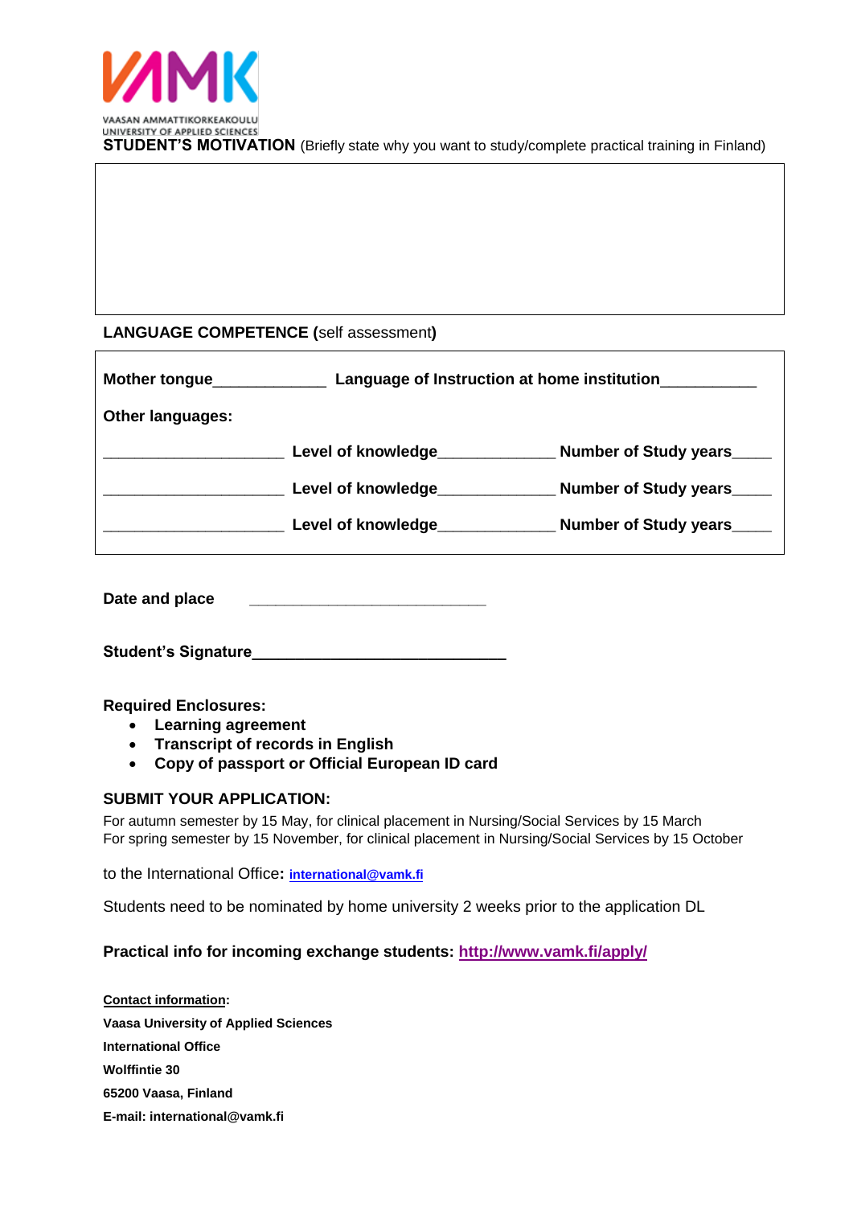VAASAN AMMATTIKORKEAKOULU
UNIVERSITY OF APPLIED SCIENCES

**STUDENT'S MOTIVATION** (Briefly state why you want to study/complete practical training in Finland)

**LANGUAGE COMPETENCE (**self assessment**)**

**Mother tongue**_____________ **Language of Instruction at home institution**___________

**Other languages:**

____________________ **Level of knowledge**_____________ **Number of Study years**_____

____________________ **Level of knowledge**_____________ **Number of Study years**_____

____________________ **Level of knowledge**_____________ **Number of Study years**_____

**Date and place** ___________________________

**Student's Signature**_____________________________

**Required Enclosures:**

- **Learning agreement**
- **Transcript of records in English**
- **Copy of passport or Official European ID card**

**SUBMIT YOUR APPLICATION:**

For autumn semester by 15 May, for clinical placement in Nursing/Social Services by 15 March
For spring semester by 15 November, for clinical placement in Nursing/Social Services by 15 October

to the International Office**:** **international@vamk.fi**

Students need to be nominated by home university 2 weeks prior to the application DL

**Practical info for incoming exchange students: http://www.vamk.fi/apply/**

**Contact information:**
**Vaasa University of Applied Sciences**
**International Office**
**Wolffintie 30**
**65200 Vaasa, Finland**
**E-mail: international@vamk.fi**